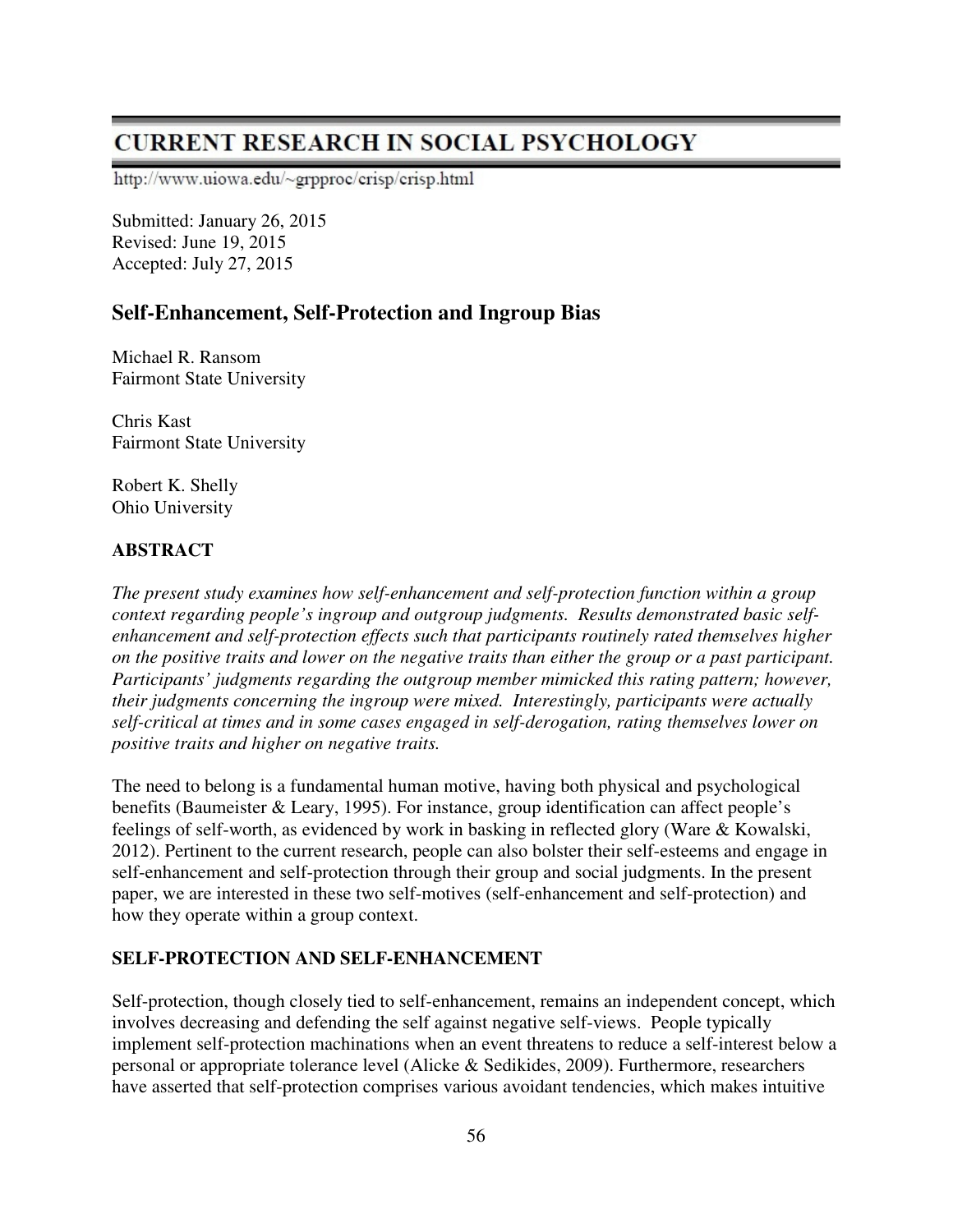# CURRENT RESEARCH IN SOCIAL PSYCHOLOGY

http://www.uiowa.edu/~grpproc/crisp/crisp.html

Submitted: January 26, 2015
Revised: June 19, 2015
Accepted: July 27, 2015

## Self-Enhancement, Self-Protection and Ingroup Bias

Michael R. Ransom
Fairmont State University

Chris Kast
Fairmont State University

Robert K. Shelly
Ohio University

### ABSTRACT

*The present study examines how self-enhancement and self-protection function within a group context regarding people's ingroup and outgroup judgments. Results demonstrated basic self-enhancement and self-protection effects such that participants routinely rated themselves higher on the positive traits and lower on the negative traits than either the group or a past participant. Participants' judgments regarding the outgroup member mimicked this rating pattern; however, their judgments concerning the ingroup were mixed. Interestingly, participants were actually self-critical at times and in some cases engaged in self-derogation, rating themselves lower on positive traits and higher on negative traits.*

The need to belong is a fundamental human motive, having both physical and psychological benefits (Baumeister & Leary, 1995). For instance, group identification can affect people's feelings of self-worth, as evidenced by work in basking in reflected glory (Ware & Kowalski, 2012). Pertinent to the current research, people can also bolster their self-esteems and engage in self-enhancement and self-protection through their group and social judgments. In the present paper, we are interested in these two self-motives (self-enhancement and self-protection) and how they operate within a group context.

### SELF-PROTECTION AND SELF-ENHANCEMENT

Self-protection, though closely tied to self-enhancement, remains an independent concept, which involves decreasing and defending the self against negative self-views. People typically implement self-protection machinations when an event threatens to reduce a self-interest below a personal or appropriate tolerance level (Alicke & Sedikides, 2009). Furthermore, researchers have asserted that self-protection comprises various avoidant tendencies, which makes intuitive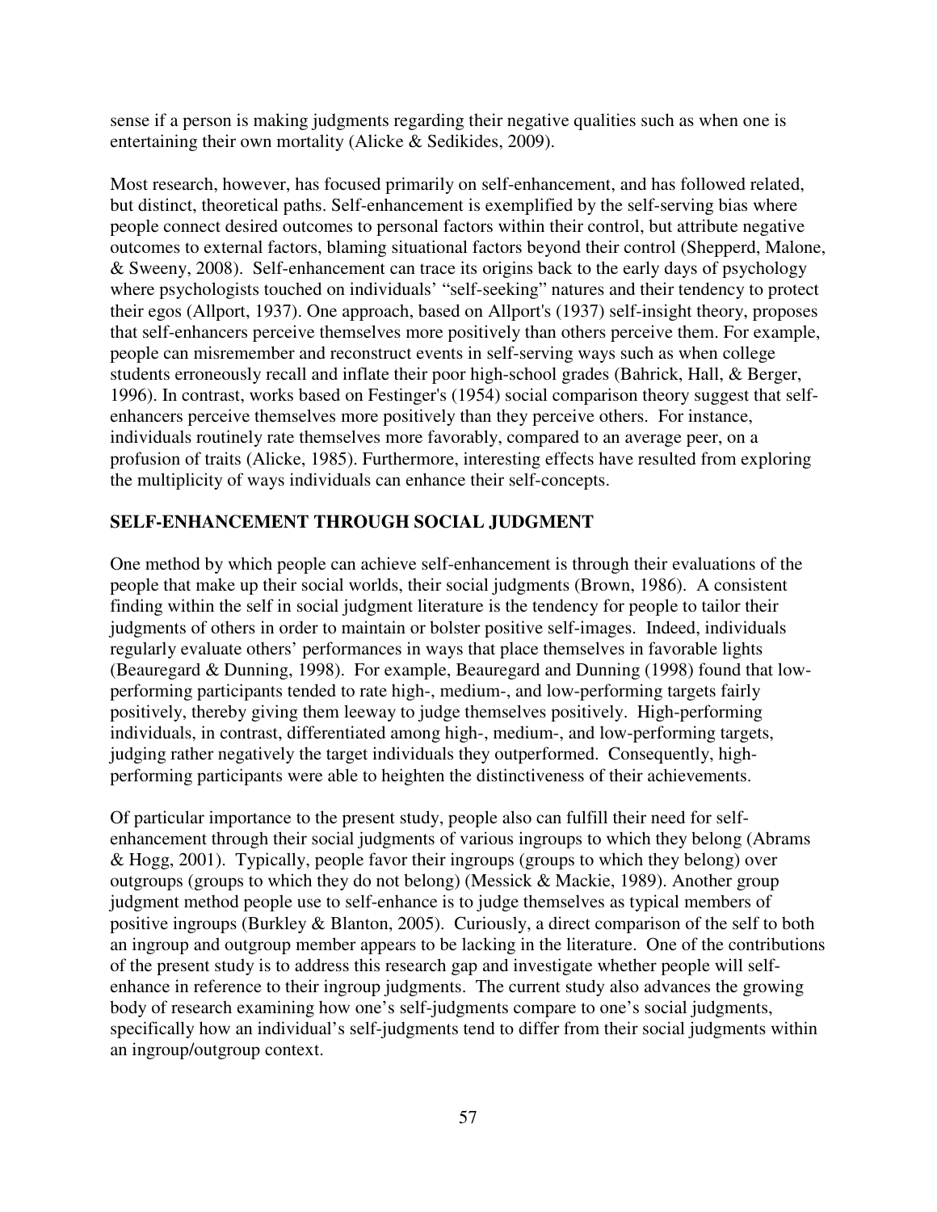sense if a person is making judgments regarding their negative qualities such as when one is entertaining their own mortality (Alicke & Sedikides, 2009).

Most research, however, has focused primarily on self-enhancement, and has followed related, but distinct, theoretical paths. Self-enhancement is exemplified by the self-serving bias where people connect desired outcomes to personal factors within their control, but attribute negative outcomes to external factors, blaming situational factors beyond their control (Shepperd, Malone, & Sweeny, 2008). Self-enhancement can trace its origins back to the early days of psychology where psychologists touched on individuals' "self-seeking" natures and their tendency to protect their egos (Allport, 1937). One approach, based on Allport's (1937) self-insight theory, proposes that self-enhancers perceive themselves more positively than others perceive them. For example, people can misremember and reconstruct events in self-serving ways such as when college students erroneously recall and inflate their poor high-school grades (Bahrick, Hall, & Berger, 1996). In contrast, works based on Festinger's (1954) social comparison theory suggest that self-enhancers perceive themselves more positively than they perceive others. For instance, individuals routinely rate themselves more favorably, compared to an average peer, on a profusion of traits (Alicke, 1985). Furthermore, interesting effects have resulted from exploring the multiplicity of ways individuals can enhance their self-concepts.

## SELF-ENHANCEMENT THROUGH SOCIAL JUDGMENT

One method by which people can achieve self-enhancement is through their evaluations of the people that make up their social worlds, their social judgments (Brown, 1986). A consistent finding within the self in social judgment literature is the tendency for people to tailor their judgments of others in order to maintain or bolster positive self-images. Indeed, individuals regularly evaluate others' performances in ways that place themselves in favorable lights (Beauregard & Dunning, 1998). For example, Beauregard and Dunning (1998) found that low-performing participants tended to rate high-, medium-, and low-performing targets fairly positively, thereby giving them leeway to judge themselves positively. High-performing individuals, in contrast, differentiated among high-, medium-, and low-performing targets, judging rather negatively the target individuals they outperformed. Consequently, high-performing participants were able to heighten the distinctiveness of their achievements.

Of particular importance to the present study, people also can fulfill their need for self-enhancement through their social judgments of various ingroups to which they belong (Abrams & Hogg, 2001). Typically, people favor their ingroups (groups to which they belong) over outgroups (groups to which they do not belong) (Messick & Mackie, 1989). Another group judgment method people use to self-enhance is to judge themselves as typical members of positive ingroups (Burkley & Blanton, 2005). Curiously, a direct comparison of the self to both an ingroup and outgroup member appears to be lacking in the literature. One of the contributions of the present study is to address this research gap and investigate whether people will self-enhance in reference to their ingroup judgments. The current study also advances the growing body of research examining how one's self-judgments compare to one's social judgments, specifically how an individual's self-judgments tend to differ from their social judgments within an ingroup/outgroup context.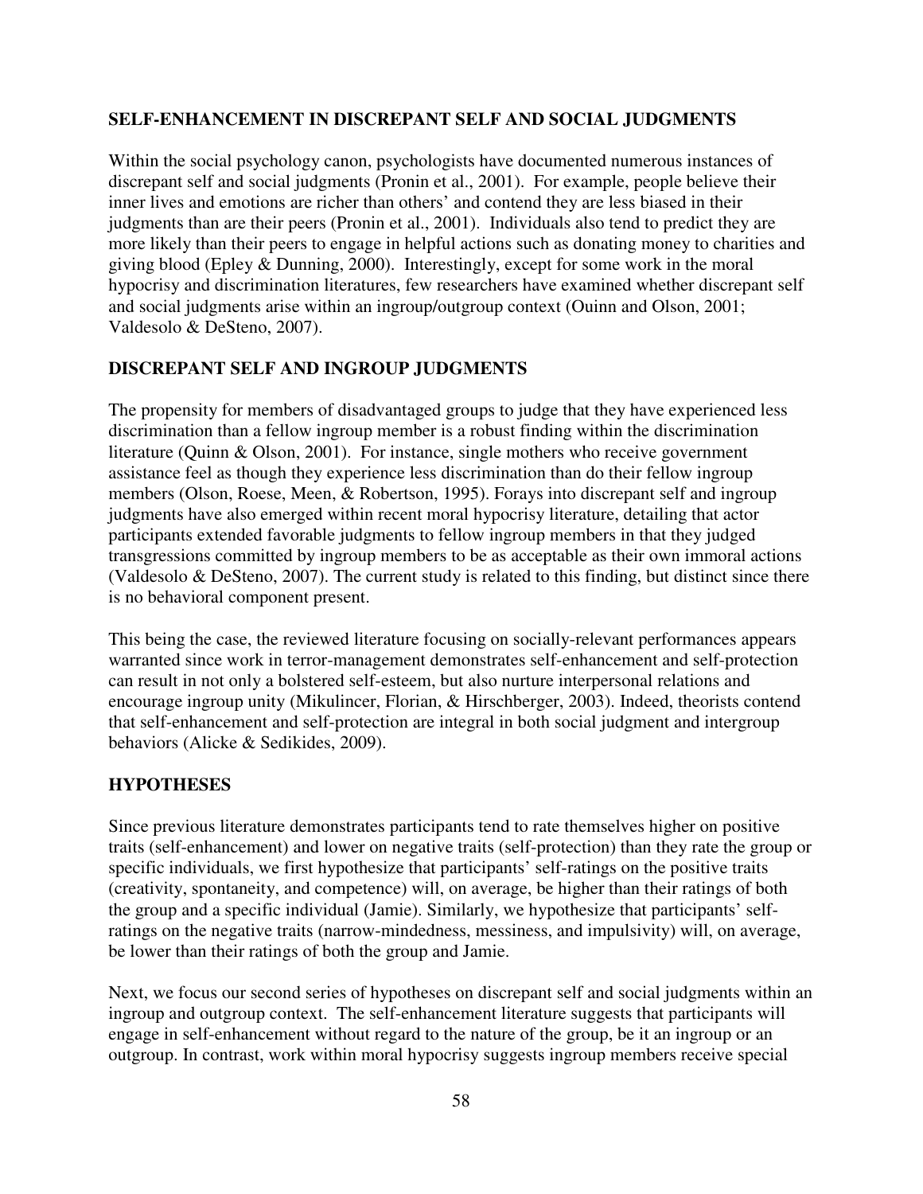## SELF-ENHANCEMENT IN DISCREPANT SELF AND SOCIAL JUDGMENTS

Within the social psychology canon, psychologists have documented numerous instances of discrepant self and social judgments (Pronin et al., 2001). For example, people believe their inner lives and emotions are richer than others' and contend they are less biased in their judgments than are their peers (Pronin et al., 2001). Individuals also tend to predict they are more likely than their peers to engage in helpful actions such as donating money to charities and giving blood (Epley & Dunning, 2000). Interestingly, except for some work in the moral hypocrisy and discrimination literatures, few researchers have examined whether discrepant self and social judgments arise within an ingroup/outgroup context (Ouinn and Olson, 2001; Valdesolo & DeSteno, 2007).

## DISCREPANT SELF AND INGROUP JUDGMENTS

The propensity for members of disadvantaged groups to judge that they have experienced less discrimination than a fellow ingroup member is a robust finding within the discrimination literature (Quinn & Olson, 2001). For instance, single mothers who receive government assistance feel as though they experience less discrimination than do their fellow ingroup members (Olson, Roese, Meen, & Robertson, 1995). Forays into discrepant self and ingroup judgments have also emerged within recent moral hypocrisy literature, detailing that actor participants extended favorable judgments to fellow ingroup members in that they judged transgressions committed by ingroup members to be as acceptable as their own immoral actions (Valdesolo & DeSteno, 2007). The current study is related to this finding, but distinct since there is no behavioral component present.

This being the case, the reviewed literature focusing on socially-relevant performances appears warranted since work in terror-management demonstrates self-enhancement and self-protection can result in not only a bolstered self-esteem, but also nurture interpersonal relations and encourage ingroup unity (Mikulincer, Florian, & Hirschberger, 2003). Indeed, theorists contend that self-enhancement and self-protection are integral in both social judgment and intergroup behaviors (Alicke & Sedikides, 2009).

## HYPOTHESES

Since previous literature demonstrates participants tend to rate themselves higher on positive traits (self-enhancement) and lower on negative traits (self-protection) than they rate the group or specific individuals, we first hypothesize that participants' self-ratings on the positive traits (creativity, spontaneity, and competence) will, on average, be higher than their ratings of both the group and a specific individual (Jamie). Similarly, we hypothesize that participants' self-ratings on the negative traits (narrow-mindedness, messiness, and impulsivity) will, on average, be lower than their ratings of both the group and Jamie.

Next, we focus our second series of hypotheses on discrepant self and social judgments within an ingroup and outgroup context. The self-enhancement literature suggests that participants will engage in self-enhancement without regard to the nature of the group, be it an ingroup or an outgroup. In contrast, work within moral hypocrisy suggests ingroup members receive special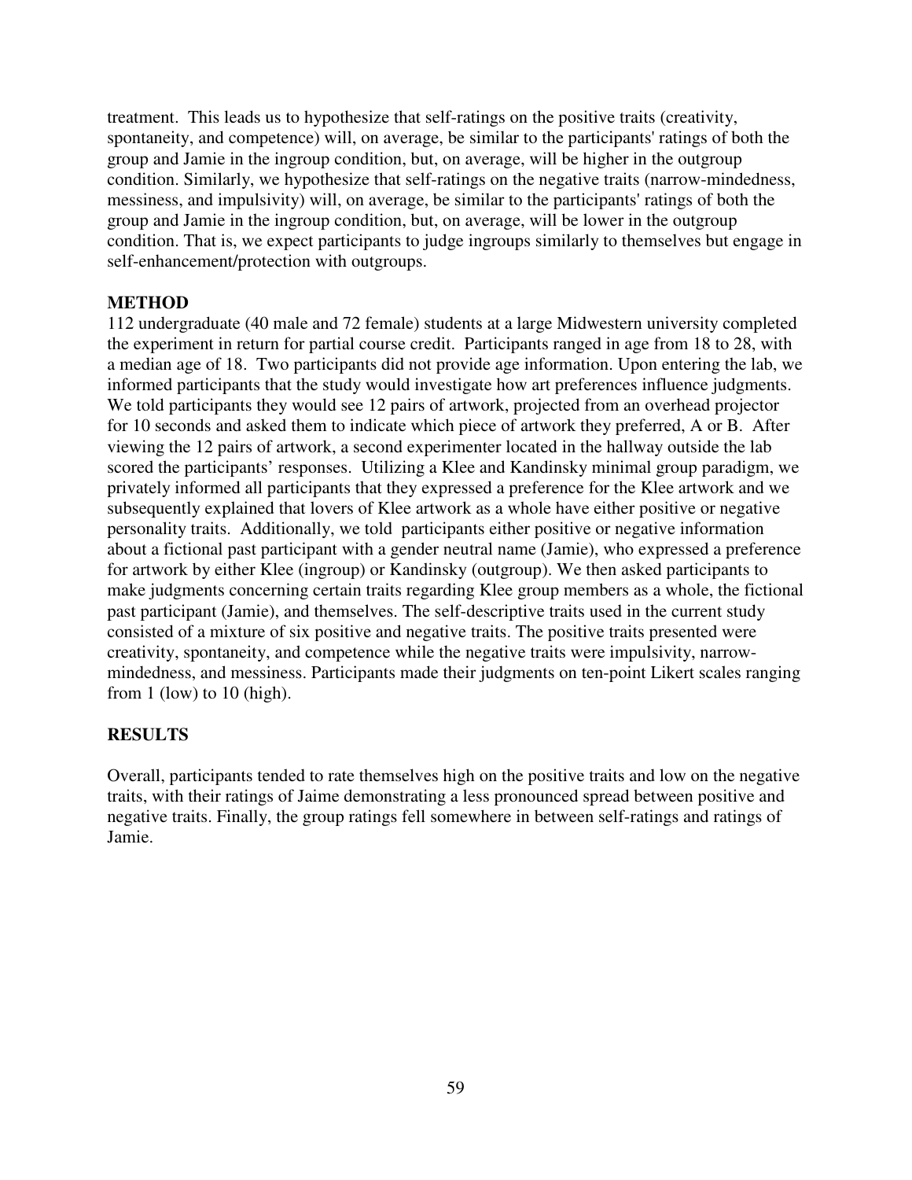treatment. This leads us to hypothesize that self-ratings on the positive traits (creativity, spontaneity, and competence) will, on average, be similar to the participants' ratings of both the group and Jamie in the ingroup condition, but, on average, will be higher in the outgroup condition. Similarly, we hypothesize that self-ratings on the negative traits (narrow-mindedness, messiness, and impulsivity) will, on average, be similar to the participants' ratings of both the group and Jamie in the ingroup condition, but, on average, will be lower in the outgroup condition. That is, we expect participants to judge ingroups similarly to themselves but engage in self-enhancement/protection with outgroups.

## METHOD

112 undergraduate (40 male and 72 female) students at a large Midwestern university completed the experiment in return for partial course credit. Participants ranged in age from 18 to 28, with a median age of 18. Two participants did not provide age information. Upon entering the lab, we informed participants that the study would investigate how art preferences influence judgments. We told participants they would see 12 pairs of artwork, projected from an overhead projector for 10 seconds and asked them to indicate which piece of artwork they preferred, A or B. After viewing the 12 pairs of artwork, a second experimenter located in the hallway outside the lab scored the participants' responses. Utilizing a Klee and Kandinsky minimal group paradigm, we privately informed all participants that they expressed a preference for the Klee artwork and we subsequently explained that lovers of Klee artwork as a whole have either positive or negative personality traits. Additionally, we told participants either positive or negative information about a fictional past participant with a gender neutral name (Jamie), who expressed a preference for artwork by either Klee (ingroup) or Kandinsky (outgroup). We then asked participants to make judgments concerning certain traits regarding Klee group members as a whole, the fictional past participant (Jamie), and themselves. The self-descriptive traits used in the current study consisted of a mixture of six positive and negative traits. The positive traits presented were creativity, spontaneity, and competence while the negative traits were impulsivity, narrow-mindedness, and messiness. Participants made their judgments on ten-point Likert scales ranging from 1 (low) to 10 (high).

## RESULTS

Overall, participants tended to rate themselves high on the positive traits and low on the negative traits, with their ratings of Jaime demonstrating a less pronounced spread between positive and negative traits. Finally, the group ratings fell somewhere in between self-ratings and ratings of Jamie.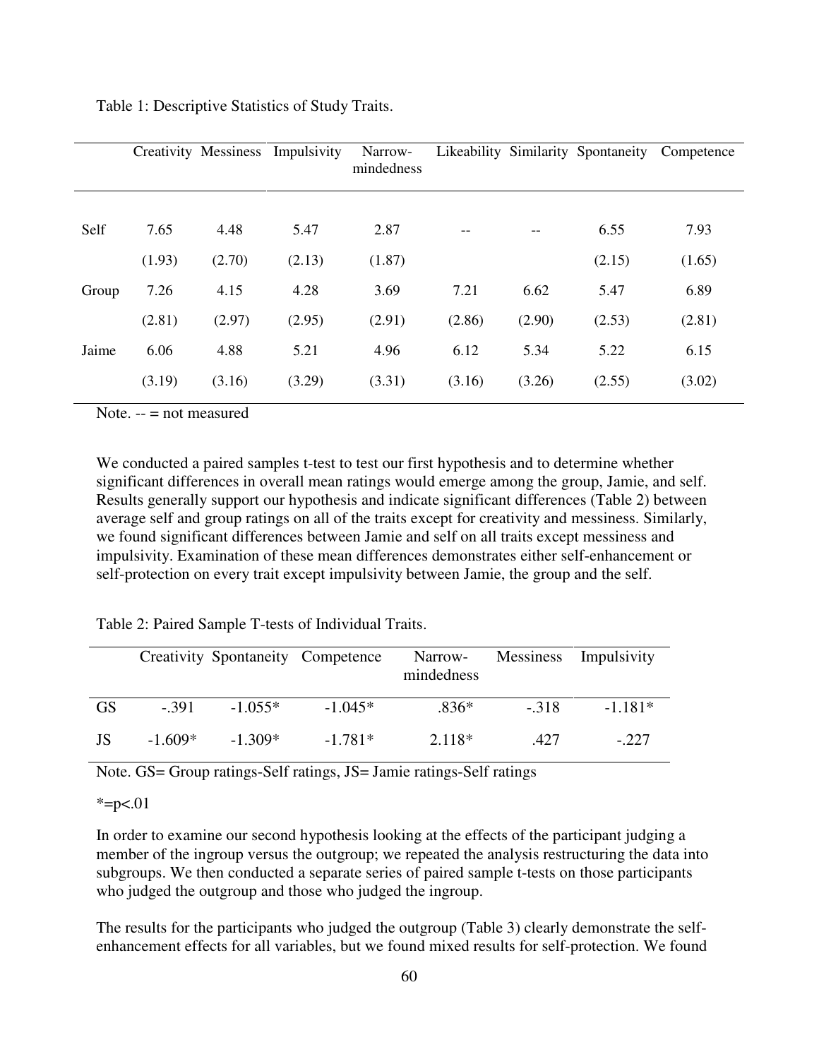Table 1: Descriptive Statistics of Study Traits.

| | Creativity | Messiness | Impulsivity | Narrow-mindedness | Likeability | Similarity | Spontaneity | Competence |
|---|---|---|---|---|---|---|---|---|
| Self | 7.65 | 4.48 | 5.47 | 2.87 | -- | -- | 6.55 | 7.93 |
| | (1.93) | (2.70) | (2.13) | (1.87) | | | (2.15) | (1.65) |
| Group | 7.26 | 4.15 | 4.28 | 3.69 | 7.21 | 6.62 | 5.47 | 6.89 |
| | (2.81) | (2.97) | (2.95) | (2.91) | (2.86) | (2.90) | (2.53) | (2.81) |
| Jaime | 6.06 | 4.88 | 5.21 | 4.96 | 6.12 | 5.34 | 5.22 | 6.15 |
| | (3.19) | (3.16) | (3.29) | (3.31) | (3.16) | (3.26) | (2.55) | (3.02) |

Note. -- = not measured

We conducted a paired samples t-test to test our first hypothesis and to determine whether significant differences in overall mean ratings would emerge among the group, Jamie, and self. Results generally support our hypothesis and indicate significant differences (Table 2) between average self and group ratings on all of the traits except for creativity and messiness. Similarly, we found significant differences between Jamie and self on all traits except messiness and impulsivity. Examination of these mean differences demonstrates either self-enhancement or self-protection on every trait except impulsivity between Jamie, the group and the self.

Table 2: Paired Sample T-tests of Individual Traits.

| | Creativity | Spontaneity | Competence | Narrow-mindedness | Messiness | Impulsivity |
|---|---|---|---|---|---|---|
| GS | -.391 | -1.055* | -1.045* | .836* | -.318 | -1.181* |
| JS | -1.609* | -1.309* | -1.781* | 2.118* | .427 | -.227 |

Note. GS= Group ratings-Self ratings, JS= Jamie ratings-Self ratings

*=p<.01

In order to examine our second hypothesis looking at the effects of the participant judging a member of the ingroup versus the outgroup; we repeated the analysis restructuring the data into subgroups. We then conducted a separate series of paired sample t-tests on those participants who judged the outgroup and those who judged the ingroup.

The results for the participants who judged the outgroup (Table 3) clearly demonstrate the self-enhancement effects for all variables, but we found mixed results for self-protection. We found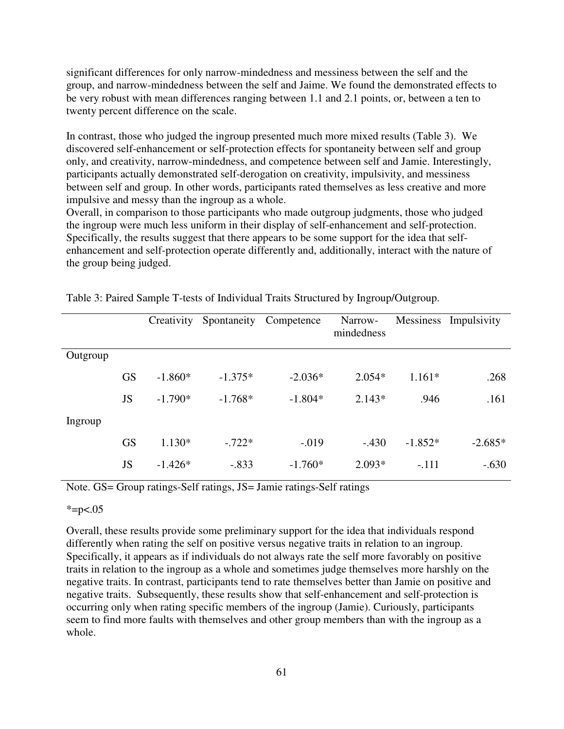significant differences for only narrow-mindedness and messiness between the self and the group, and narrow-mindedness between the self and Jaime. We found the demonstrated effects to be very robust with mean differences ranging between 1.1 and 2.1 points, or, between a ten to twenty percent difference on the scale.

In contrast, those who judged the ingroup presented much more mixed results (Table 3). We discovered self-enhancement or self-protection effects for spontaneity between self and group only, and creativity, narrow-mindedness, and competence between self and Jamie. Interestingly, participants actually demonstrated self-derogation on creativity, impulsivity, and messiness between self and group. In other words, participants rated themselves as less creative and more impulsive and messy than the ingroup as a whole.

Overall, in comparison to those participants who made outgroup judgments, those who judged the ingroup were much less uniform in their display of self-enhancement and self-protection. Specifically, the results suggest that there appears to be some support for the idea that self-enhancement and self-protection operate differently and, additionally, interact with the nature of the group being judged.

Table 3: Paired Sample T-tests of Individual Traits Structured by Ingroup/Outgroup.

| | | Creativity | Spontaneity | Competence | Narrow-mindedness | Messiness | Impulsivity |
|---|---|---|---|---|---|---|---|
| Outgroup | | | | | | | |
| | GS | -1.860* | -1.375* | -2.036* | 2.054* | 1.161* | .268 |
| | JS | -1.790* | -1.768* | -1.804* | 2.143* | .946 | .161 |
| Ingroup | | | | | | | |
| | GS | 1.130* | -.722* | -.019 | -.430 | -1.852* | -2.685* |
| | JS | -1.426* | -.833 | -1.760* | 2.093* | -.111 | -.630 |

Note. GS= Group ratings-Self ratings, JS= Jamie ratings-Self ratings

*=p<.05

Overall, these results provide some preliminary support for the idea that individuals respond differently when rating the self on positive versus negative traits in relation to an ingroup. Specifically, it appears as if individuals do not always rate the self more favorably on positive traits in relation to the ingroup as a whole and sometimes judge themselves more harshly on the negative traits. In contrast, participants tend to rate themselves better than Jamie on positive and negative traits. Subsequently, these results show that self-enhancement and self-protection is occurring only when rating specific members of the ingroup (Jamie). Curiously, participants seem to find more faults with themselves and other group members than with the ingroup as a whole.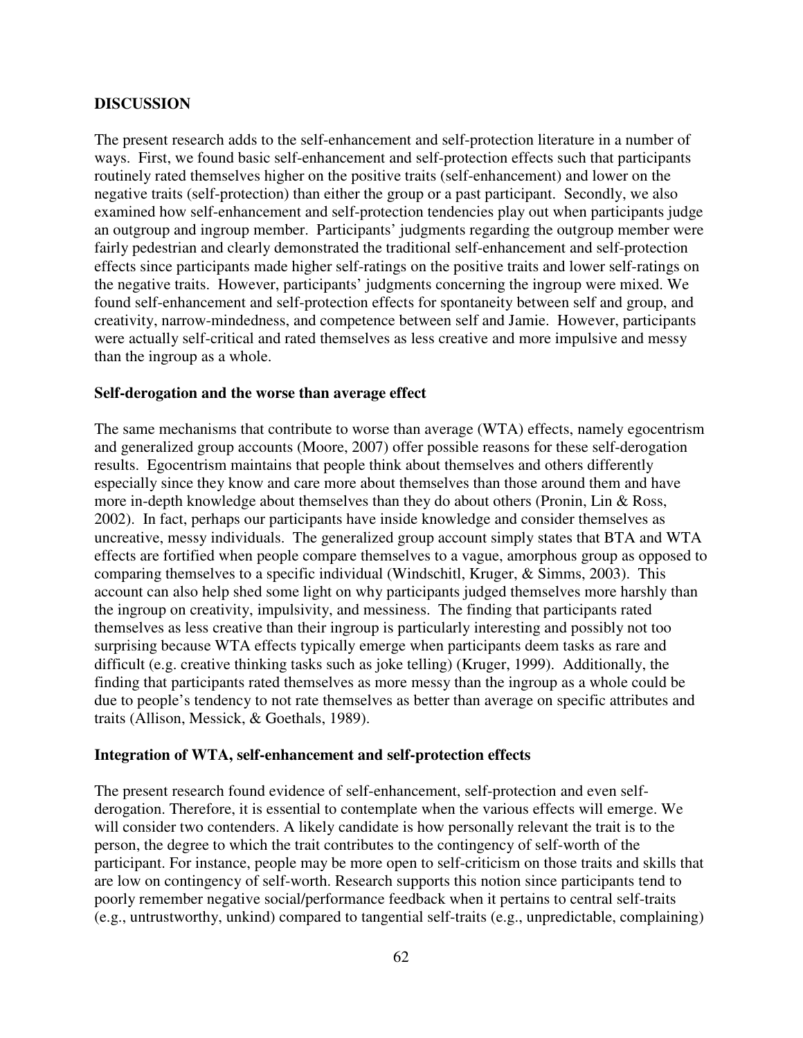## DISCUSSION

The present research adds to the self-enhancement and self-protection literature in a number of ways. First, we found basic self-enhancement and self-protection effects such that participants routinely rated themselves higher on the positive traits (self-enhancement) and lower on the negative traits (self-protection) than either the group or a past participant. Secondly, we also examined how self-enhancement and self-protection tendencies play out when participants judge an outgroup and ingroup member. Participants' judgments regarding the outgroup member were fairly pedestrian and clearly demonstrated the traditional self-enhancement and self-protection effects since participants made higher self-ratings on the positive traits and lower self-ratings on the negative traits. However, participants' judgments concerning the ingroup were mixed. We found self-enhancement and self-protection effects for spontaneity between self and group, and creativity, narrow-mindedness, and competence between self and Jamie. However, participants were actually self-critical and rated themselves as less creative and more impulsive and messy than the ingroup as a whole.

### Self-derogation and the worse than average effect

The same mechanisms that contribute to worse than average (WTA) effects, namely egocentrism and generalized group accounts (Moore, 2007) offer possible reasons for these self-derogation results. Egocentrism maintains that people think about themselves and others differently especially since they know and care more about themselves than those around them and have more in-depth knowledge about themselves than they do about others (Pronin, Lin & Ross, 2002). In fact, perhaps our participants have inside knowledge and consider themselves as uncreative, messy individuals. The generalized group account simply states that BTA and WTA effects are fortified when people compare themselves to a vague, amorphous group as opposed to comparing themselves to a specific individual (Windschitl, Kruger, & Simms, 2003). This account can also help shed some light on why participants judged themselves more harshly than the ingroup on creativity, impulsivity, and messiness. The finding that participants rated themselves as less creative than their ingroup is particularly interesting and possibly not too surprising because WTA effects typically emerge when participants deem tasks as rare and difficult (e.g. creative thinking tasks such as joke telling) (Kruger, 1999). Additionally, the finding that participants rated themselves as more messy than the ingroup as a whole could be due to people's tendency to not rate themselves as better than average on specific attributes and traits (Allison, Messick, & Goethals, 1989).

### Integration of WTA, self-enhancement and self-protection effects

The present research found evidence of self-enhancement, self-protection and even self-derogation. Therefore, it is essential to contemplate when the various effects will emerge. We will consider two contenders. A likely candidate is how personally relevant the trait is to the person, the degree to which the trait contributes to the contingency of self-worth of the participant. For instance, people may be more open to self-criticism on those traits and skills that are low on contingency of self-worth. Research supports this notion since participants tend to poorly remember negative social/performance feedback when it pertains to central self-traits (e.g., untrustworthy, unkind) compared to tangential self-traits (e.g., unpredictable, complaining)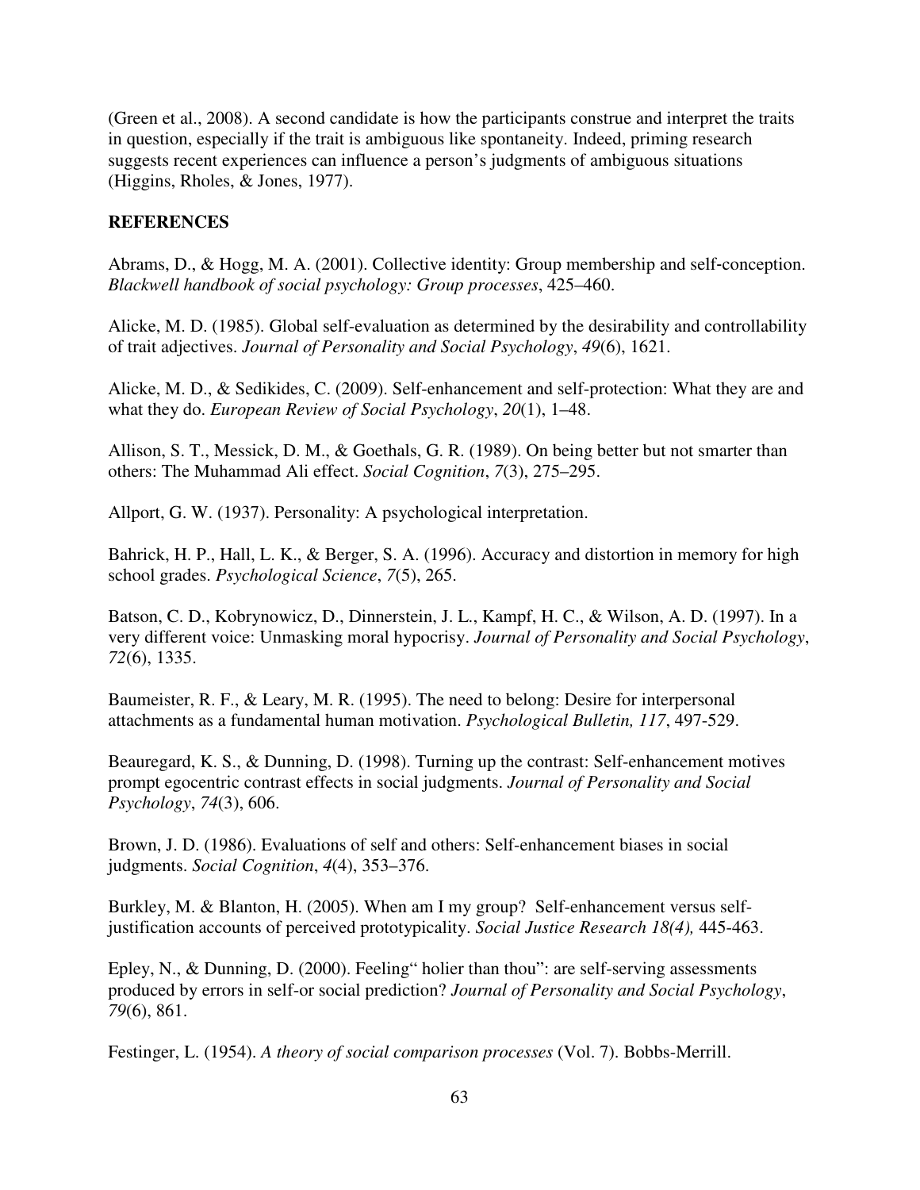(Green et al., 2008). A second candidate is how the participants construe and interpret the traits in question, especially if the trait is ambiguous like spontaneity. Indeed, priming research suggests recent experiences can influence a person's judgments of ambiguous situations (Higgins, Rholes, & Jones, 1977).

## REFERENCES

Abrams, D., & Hogg, M. A. (2001). Collective identity: Group membership and self-conception. *Blackwell handbook of social psychology: Group processes*, 425–460.

Alicke, M. D. (1985). Global self-evaluation as determined by the desirability and controllability of trait adjectives. *Journal of Personality and Social Psychology*, *49*(6), 1621.

Alicke, M. D., & Sedikides, C. (2009). Self-enhancement and self-protection: What they are and what they do. *European Review of Social Psychology*, *20*(1), 1–48.

Allison, S. T., Messick, D. M., & Goethals, G. R. (1989). On being better but not smarter than others: The Muhammad Ali effect. *Social Cognition*, *7*(3), 275–295.

Allport, G. W. (1937). Personality: A psychological interpretation.

Bahrick, H. P., Hall, L. K., & Berger, S. A. (1996). Accuracy and distortion in memory for high school grades. *Psychological Science*, *7*(5), 265.

Batson, C. D., Kobrynowicz, D., Dinnerstein, J. L., Kampf, H. C., & Wilson, A. D. (1997). In a very different voice: Unmasking moral hypocrisy. *Journal of Personality and Social Psychology*, *72*(6), 1335.

Baumeister, R. F., & Leary, M. R. (1995). The need to belong: Desire for interpersonal attachments as a fundamental human motivation. *Psychological Bulletin, 117*, 497-529.

Beauregard, K. S., & Dunning, D. (1998). Turning up the contrast: Self-enhancement motives prompt egocentric contrast effects in social judgments. *Journal of Personality and Social Psychology*, *74*(3), 606.

Brown, J. D. (1986). Evaluations of self and others: Self-enhancement biases in social judgments. *Social Cognition*, *4*(4), 353–376.

Burkley, M. & Blanton, H. (2005). When am I my group? Self-enhancement versus self-justification accounts of perceived prototypicality. *Social Justice Research 18(4),* 445-463.

Epley, N., & Dunning, D. (2000). Feeling" holier than thou": are self-serving assessments produced by errors in self-or social prediction? *Journal of Personality and Social Psychology*, *79*(6), 861.

Festinger, L. (1954). *A theory of social comparison processes* (Vol. 7). Bobbs-Merrill.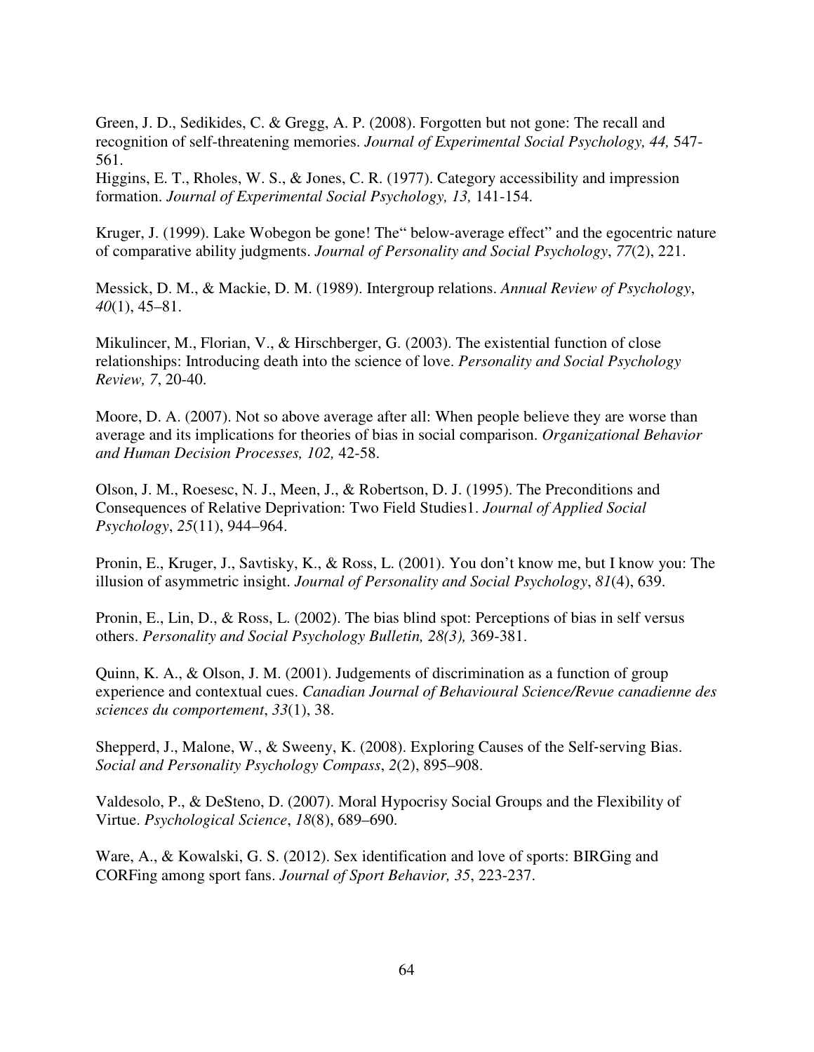Green, J. D., Sedikides, C. & Gregg, A. P. (2008). Forgotten but not gone: The recall and recognition of self-threatening memories. *Journal of Experimental Social Psychology, 44,* 547-561.

Higgins, E. T., Rholes, W. S., & Jones, C. R. (1977). Category accessibility and impression formation. *Journal of Experimental Social Psychology, 13,* 141-154.

Kruger, J. (1999). Lake Wobegon be gone! The" below-average effect" and the egocentric nature of comparative ability judgments. *Journal of Personality and Social Psychology*, *77*(2), 221.

Messick, D. M., & Mackie, D. M. (1989). Intergroup relations. *Annual Review of Psychology*, *40*(1), 45–81.

Mikulincer, M., Florian, V., & Hirschberger, G. (2003). The existential function of close relationships: Introducing death into the science of love. *Personality and Social Psychology Review, 7*, 20-40.

Moore, D. A. (2007). Not so above average after all: When people believe they are worse than average and its implications for theories of bias in social comparison. *Organizational Behavior and Human Decision Processes, 102,* 42-58.

Olson, J. M., Roesesc, N. J., Meen, J., & Robertson, D. J. (1995). The Preconditions and Consequences of Relative Deprivation: Two Field Studies1. *Journal of Applied Social Psychology*, *25*(11), 944–964.

Pronin, E., Kruger, J., Savtisky, K., & Ross, L. (2001). You don't know me, but I know you: The illusion of asymmetric insight. *Journal of Personality and Social Psychology*, *81*(4), 639.

Pronin, E., Lin, D., & Ross, L. (2002). The bias blind spot: Perceptions of bias in self versus others. *Personality and Social Psychology Bulletin, 28(3),* 369-381.

Quinn, K. A., & Olson, J. M. (2001). Judgements of discrimination as a function of group experience and contextual cues. *Canadian Journal of Behavioural Science/Revue canadienne des sciences du comportement*, *33*(1), 38.

Shepperd, J., Malone, W., & Sweeny, K. (2008). Exploring Causes of the Self-serving Bias. *Social and Personality Psychology Compass*, *2*(2), 895–908.

Valdesolo, P., & DeSteno, D. (2007). Moral Hypocrisy Social Groups and the Flexibility of Virtue. *Psychological Science*, *18*(8), 689–690.

Ware, A., & Kowalski, G. S. (2012). Sex identification and love of sports: BIRGing and CORFing among sport fans. *Journal of Sport Behavior, 35*, 223-237.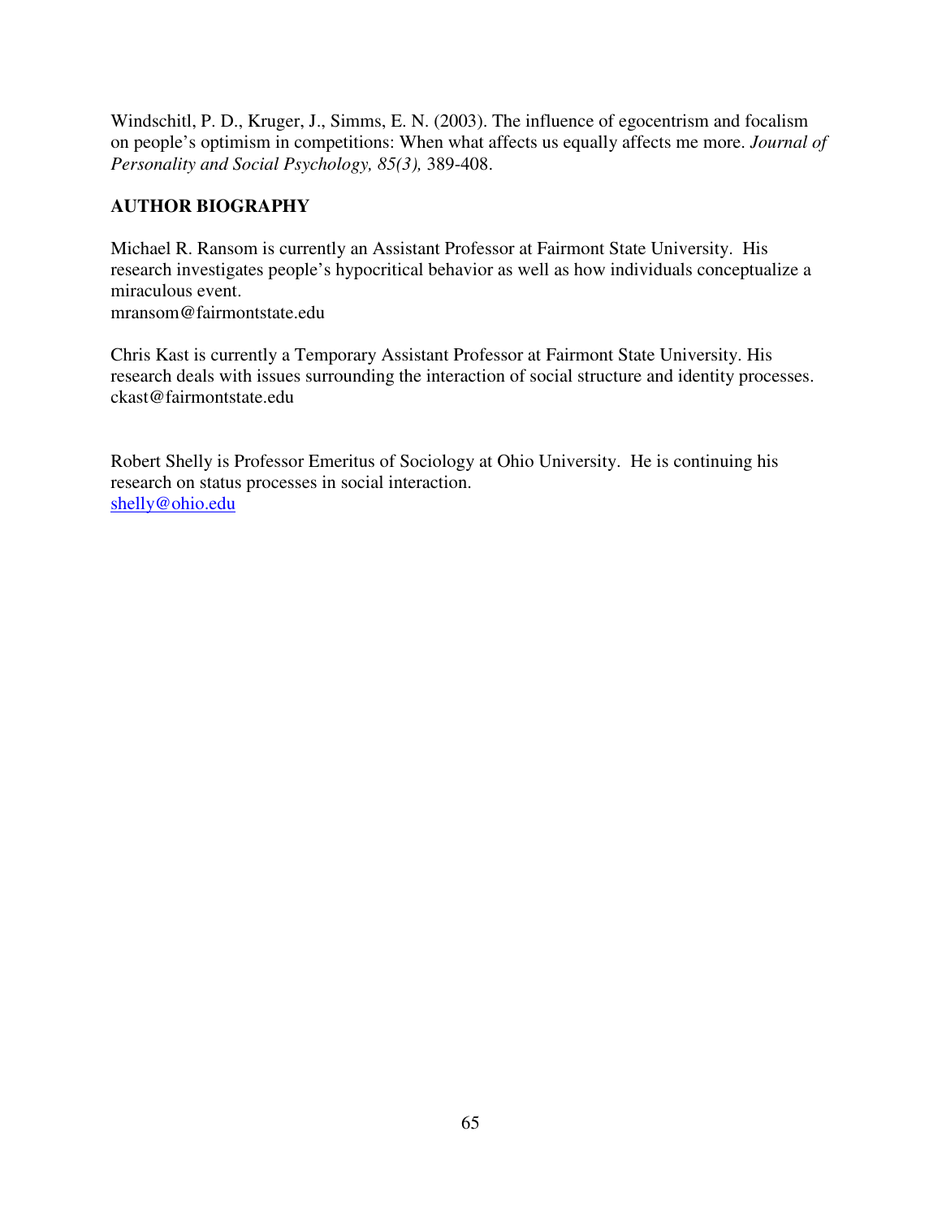Windschitl, P. D., Kruger, J., Simms, E. N. (2003). The influence of egocentrism and focalism on people's optimism in competitions: When what affects us equally affects me more. *Journal of Personality and Social Psychology, 85(3),* 389-408.

## AUTHOR BIOGRAPHY

Michael R. Ransom is currently an Assistant Professor at Fairmont State University. His research investigates people's hypocritical behavior as well as how individuals conceptualize a miraculous event.
mransom@fairmontstate.edu

Chris Kast is currently a Temporary Assistant Professor at Fairmont State University. His research deals with issues surrounding the interaction of social structure and identity processes.
ckast@fairmontstate.edu

Robert Shelly is Professor Emeritus of Sociology at Ohio University. He is continuing his research on status processes in social interaction.
shelly@ohio.edu